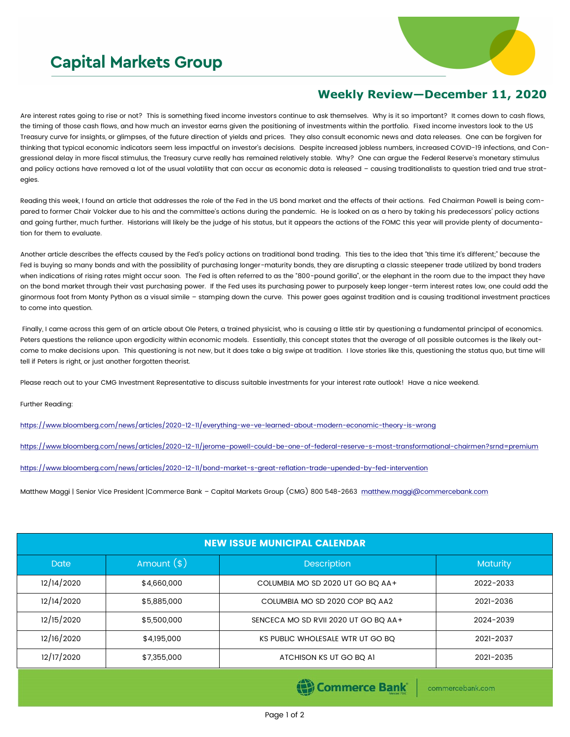# Capital Markets Group

## Weekly Review—December 11, 2020

Are interest rates going to rise or not? This is something fixed income investors continue to ask themselves. Why is it so important? It comes down to cash flows, the timing of those cash flows, and how much an investor earns given the positioning of investments within the portfolio. Fixed income investors look to the US Treasury curve for insights, or glimpses, of the future direction of yields and prices. They also consult economic news and data releases. One can be forgiven for thinking that typical economic indicators seem less impactful on investor's decisions. Despite increased jobless numbers, increased COVID-19 infections, and Congressional delay in more fiscal stimulus, the Treasury curve really has remained relatively stable. Why? One can argue the Federal Reserve's monetary stimulus and policy actions have removed a lot of the usual volatility that can occur as economic data is released – causing traditionalists to question tried and true strategies.

Reading this week, I found an article that addresses the role of the Fed in the US bond market and the effects of their actions. Fed Chairman Powell is being compared to former Chair Volcker due to his and the committee's actions during the pandemic. He is looked on as a hero by taking his predecessors' policy actions and going further, much further. Historians will likely be the judge of his status, but it appears the actions of the FOMC this year will provide plenty of documentation for them to evaluate.

Another article describes the effects caused by the Fed's policy actions on traditional bond trading. This ties to the idea that "this time it's different;" because the Fed is buying so many bonds and with the possibility of purchasing longer-maturity bonds, they are disrupting a classic steepener trade utilized by bond traders when indications of rising rates might occur soon. The Fed is often referred to as the "800-pound gorilla", or the elephant in the room due to the impact they have on the bond market through their vast purchasing power. If the Fed uses its purchasing power to purposely keep longer-term interest rates low, one could add the ginormous foot from Monty Python as a visual simile – stamping down the curve. This power goes against tradition and is causing traditional investment practices to come into question.

Finally, I came across this gem of an article about Ole Peters, a trained physicist, who is causing a little stir by questioning a fundamental principal of economics. Peters questions the reliance upon ergodicity within economic models. Essentially, this concept states that the average of all possible outcomes is the likely outcome to make decisions upon. This questioning is not new, but it does take a big swipe at tradition. I love stories like this, questioning the status quo, but time will tell if Peters is right, or just another forgotten theorist.

Please reach out to your CMG Investment Representative to discuss suitable investments for your interest rate outlook! Have a nice weekend.

Further Reading:

https://www.bloomberg.com/news/articles/2020-12-11/everything-we-ve-learned-about-modern-economic-theory-is-wrong

https://www.bloomberg.com/news/articles/2020-12-11/jerome-powell-could-be-one-of-federal-reserve-s-most-transformational-chairmen?srnd=premium

https://www.bloomberg.com/news/articles/2020-12-11/bond-market-s-great-reflation-trade-upended-by-fed-intervention

Matthew Maggi | Senior Vice President |Commerce Bank – Capital Markets Group (CMG) 800 548-2663 matthew.maggi@commercebank.com

| NEW ISSUE MUNICIPAL CALENDAR | | | |
|---|---|---|---|
| Date | Amount ($) | Description | Maturity |
| 12/14/2020 | $4,660,000 | COLUMBIA MO SD 2020 UT GO BQ AA+ | 2022-2033 |
| 12/14/2020 | $5,885,000 | COLUMBIA MO SD 2020 COP BQ AA2 | 2021-2036 |
| 12/15/2020 | $5,500,000 | SENCECA MO SD RVII 2020 UT GO BQ AA+ | 2024-2039 |
| 12/16/2020 | $4,195,000 | KS PUBLIC WHOLESALE WTR UT GO BQ | 2021-2037 |
| 12/17/2020 | $7,355,000 | ATCHISON KS UT GO BQ A1 | 2021-2035 |

Commerce Bank | commercebank.com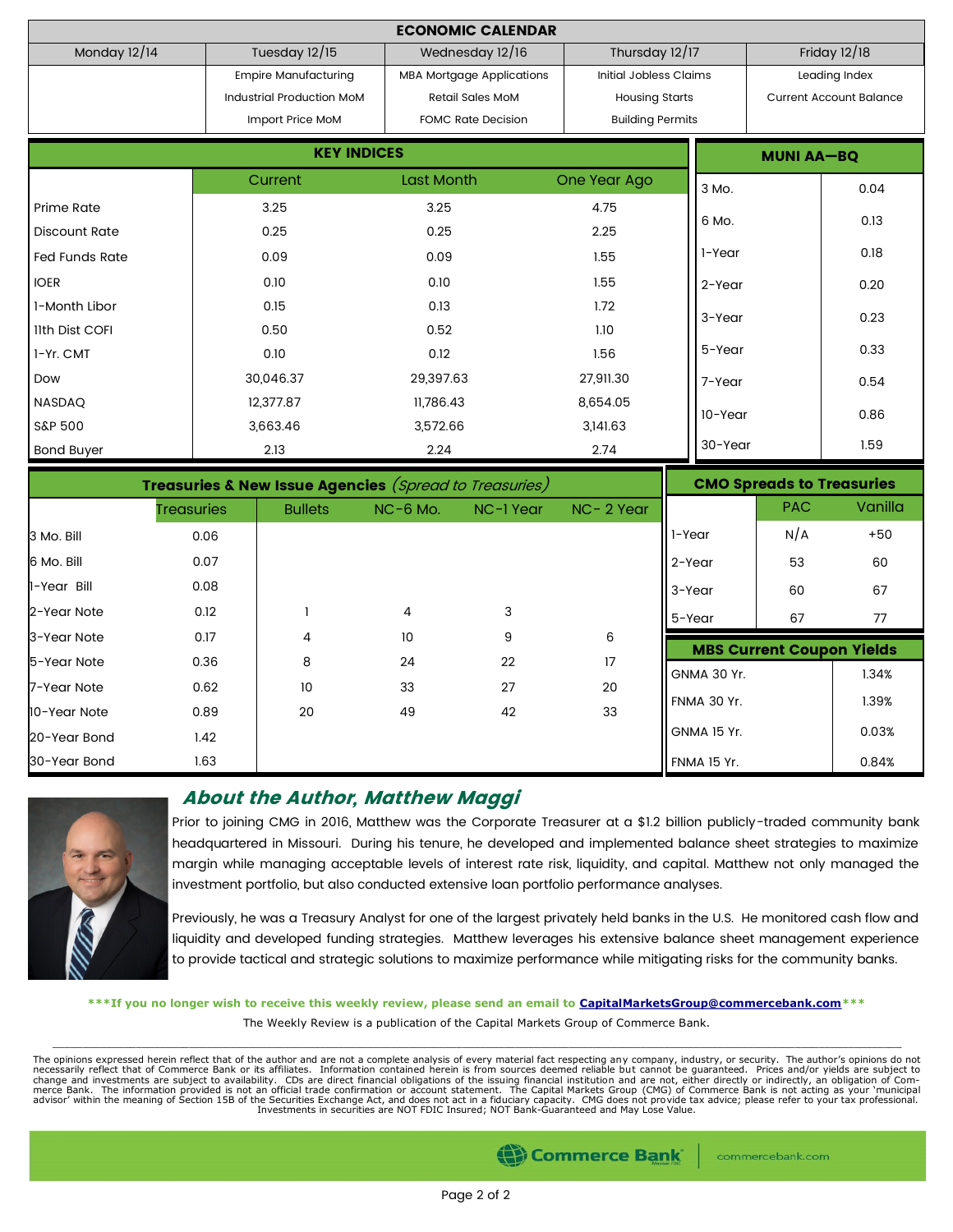## ECONOMIC CALENDAR

| Monday 12/14 | Tuesday 12/15 | Wednesday 12/16 | Thursday 12/17 | Friday 12/18 |
|---|---|---|---|---|
| | Empire Manufacturing | MBA Mortgage Applications | Initial Jobless Claims | Leading Index |
| | Industrial Production MoM | Retail Sales MoM | Housing Starts | Current Account Balance |
| | Import Price MoM | FOMC Rate Decision | Building Permits | |

## KEY INDICES

| | Current | Last Month | One Year Ago |
|---|---|---|---|
| Prime Rate | 3.25 | 3.25 | 4.75 |
| Discount Rate | 0.25 | 0.25 | 2.25 |
| Fed Funds Rate | 0.09 | 0.09 | 1.55 |
| IOER | 0.10 | 0.10 | 1.55 |
| 1-Month Libor | 0.15 | 0.13 | 1.72 |
| 11th Dist COFI | 0.50 | 0.52 | 1.10 |
| 1-Yr. CMT | 0.10 | 0.12 | 1.56 |
| Dow | 30,046.37 | 29,397.63 | 27,911.30 |
| NASDAQ | 12,377.87 | 11,786.43 | 8,654.05 |
| S&P 500 | 3,663.46 | 3,572.66 | 3,141.63 |
| Bond Buyer | 2.13 | 2.24 | 2.74 |

## MUNI AA—BQ

| | |
|---|---|
| 3 Mo. | 0.04 |
| 6 Mo. | 0.13 |
| 1-Year | 0.18 |
| 2-Year | 0.20 |
| 3-Year | 0.23 |
| 5-Year | 0.33 |
| 7-Year | 0.54 |
| 10-Year | 0.86 |
| 30-Year | 1.59 |

## Treasuries & New Issue Agencies *(Spread to Treasuries)*

| | Treasuries | Bullets | NC-6 Mo. | NC-1 Year | NC- 2 Year |
|---|---|---|---|---|---|
| 3 Mo. Bill | 0.06 | | | | |
| 6 Mo. Bill | 0.07 | | | | |
| 1-Year Bill | 0.08 | | | | |
| 2-Year Note | 0.12 | 1 | 4 | 3 | |
| 3-Year Note | 0.17 | 4 | 10 | 9 | 6 |
| 5-Year Note | 0.36 | 8 | 24 | 22 | 17 |
| 7-Year Note | 0.62 | 10 | 33 | 27 | 20 |
| 10-Year Note | 0.89 | 20 | 49 | 42 | 33 |
| 20-Year Bond | 1.42 | | | | |
| 30-Year Bond | 1.63 | | | | |

## CMO Spreads to Treasuries

| | PAC | Vanilla |
|---|---|---|
| 1-Year | N/A | +50 |
| 2-Year | 53 | 60 |
| 3-Year | 60 | 67 |
| 5-Year | 67 | 77 |

## MBS Current Coupon Yields

| | |
|---|---|
| GNMA 30 Yr. | 1.34% |
| FNMA 30 Yr. | 1.39% |
| GNMA 15 Yr. | 0.03% |
| FNMA 15 Yr. | 0.84% |

## *About the Author, Matthew Maggi*

Prior to joining CMG in 2016, Matthew was the Corporate Treasurer at a $1.2 billion publicly-traded community bank headquartered in Missouri. During his tenure, he developed and implemented balance sheet strategies to maximize margin while managing acceptable levels of interest rate risk, liquidity, and capital. Matthew not only managed the investment portfolio, but also conducted extensive loan portfolio performance analyses.

Previously, he was a Treasury Analyst for one of the largest privately held banks in the U.S. He monitored cash flow and liquidity and developed funding strategies. Matthew leverages his extensive balance sheet management experience to provide tactical and strategic solutions to maximize performance while mitigating risks for the community banks.

**\*\*\*If you no longer wish to receive this weekly review, please send an email to CapitalMarketsGroup@commercebank.com\*\*\***

The Weekly Review is a publication of the Capital Markets Group of Commerce Bank.

The opinions expressed herein reflect that of the author and are not a complete analysis of every material fact respecting any company, industry, or security. The author's opinions do not necessarily reflect that of Commerce Bank or its affiliates. Information contained herein is from sources deemed reliable but cannot be guaranteed. Prices and/or yields are subject to change and investments are subject to availability. CDs are direct financial obligations of the issuing financial institution and are not, either directly or indirectly, an obligation of Commerce Bank. The information provided is not an official trade confirmation or account statement. The Capital Markets Group (CMG) of Commerce Bank is not acting as your 'municipal advisor' within the meaning of Section 15B of the Securities Exchange Act, and does not act in a fiduciary capacity. CMG does not provide tax advice; please refer to your tax professional. Investments in securities are NOT FDIC Insured; NOT Bank-Guaranteed and May Lose Value.

Commerce Bank | commercebank.com